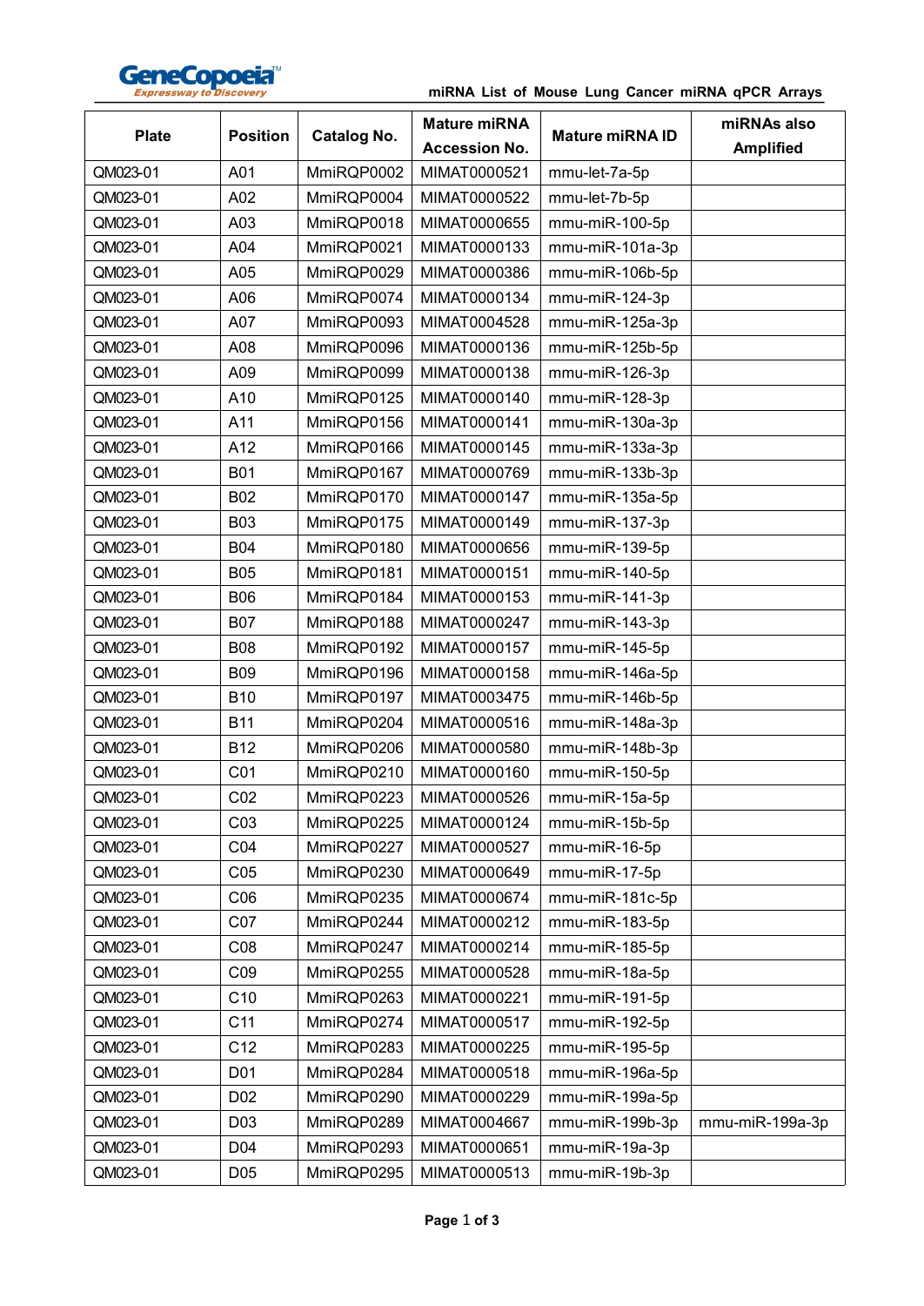# miRNA List of Mouse Lung Cancer miRNA qPCR Arrays

| Plate | Position | Catalog No. | Mature miRNA Accession No. | Mature miRNA ID | miRNAs also Amplified |
|---|---|---|---|---|---|
| QM023-01 | A01 | MmiRQP0002 | MIMAT0000521 | mmu-let-7a-5p | |
| QM023-01 | A02 | MmiRQP0004 | MIMAT0000522 | mmu-let-7b-5p | |
| QM023-01 | A03 | MmiRQP0018 | MIMAT0000655 | mmu-miR-100-5p | |
| QM023-01 | A04 | MmiRQP0021 | MIMAT0000133 | mmu-miR-101a-3p | |
| QM023-01 | A05 | MmiRQP0029 | MIMAT0000386 | mmu-miR-106b-5p | |
| QM023-01 | A06 | MmiRQP0074 | MIMAT0000134 | mmu-miR-124-3p | |
| QM023-01 | A07 | MmiRQP0093 | MIMAT0004528 | mmu-miR-125a-3p | |
| QM023-01 | A08 | MmiRQP0096 | MIMAT0000136 | mmu-miR-125b-5p | |
| QM023-01 | A09 | MmiRQP0099 | MIMAT0000138 | mmu-miR-126-3p | |
| QM023-01 | A10 | MmiRQP0125 | MIMAT0000140 | mmu-miR-128-3p | |
| QM023-01 | A11 | MmiRQP0156 | MIMAT0000141 | mmu-miR-130a-3p | |
| QM023-01 | A12 | MmiRQP0166 | MIMAT0000145 | mmu-miR-133a-3p | |
| QM023-01 | B01 | MmiRQP0167 | MIMAT0000769 | mmu-miR-133b-3p | |
| QM023-01 | B02 | MmiRQP0170 | MIMAT0000147 | mmu-miR-135a-5p | |
| QM023-01 | B03 | MmiRQP0175 | MIMAT0000149 | mmu-miR-137-3p | |
| QM023-01 | B04 | MmiRQP0180 | MIMAT0000656 | mmu-miR-139-5p | |
| QM023-01 | B05 | MmiRQP0181 | MIMAT0000151 | mmu-miR-140-5p | |
| QM023-01 | B06 | MmiRQP0184 | MIMAT0000153 | mmu-miR-141-3p | |
| QM023-01 | B07 | MmiRQP0188 | MIMAT0000247 | mmu-miR-143-3p | |
| QM023-01 | B08 | MmiRQP0192 | MIMAT0000157 | mmu-miR-145-5p | |
| QM023-01 | B09 | MmiRQP0196 | MIMAT0000158 | mmu-miR-146a-5p | |
| QM023-01 | B10 | MmiRQP0197 | MIMAT0003475 | mmu-miR-146b-5p | |
| QM023-01 | B11 | MmiRQP0204 | MIMAT0000516 | mmu-miR-148a-3p | |
| QM023-01 | B12 | MmiRQP0206 | MIMAT0000580 | mmu-miR-148b-3p | |
| QM023-01 | C01 | MmiRQP0210 | MIMAT0000160 | mmu-miR-150-5p | |
| QM023-01 | C02 | MmiRQP0223 | MIMAT0000526 | mmu-miR-15a-5p | |
| QM023-01 | C03 | MmiRQP0225 | MIMAT0000124 | mmu-miR-15b-5p | |
| QM023-01 | C04 | MmiRQP0227 | MIMAT0000527 | mmu-miR-16-5p | |
| QM023-01 | C05 | MmiRQP0230 | MIMAT0000649 | mmu-miR-17-5p | |
| QM023-01 | C06 | MmiRQP0235 | MIMAT0000674 | mmu-miR-181c-5p | |
| QM023-01 | C07 | MmiRQP0244 | MIMAT0000212 | mmu-miR-183-5p | |
| QM023-01 | C08 | MmiRQP0247 | MIMAT0000214 | mmu-miR-185-5p | |
| QM023-01 | C09 | MmiRQP0255 | MIMAT0000528 | mmu-miR-18a-5p | |
| QM023-01 | C10 | MmiRQP0263 | MIMAT0000221 | mmu-miR-191-5p | |
| QM023-01 | C11 | MmiRQP0274 | MIMAT0000517 | mmu-miR-192-5p | |
| QM023-01 | C12 | MmiRQP0283 | MIMAT0000225 | mmu-miR-195-5p | |
| QM023-01 | D01 | MmiRQP0284 | MIMAT0000518 | mmu-miR-196a-5p | |
| QM023-01 | D02 | MmiRQP0290 | MIMAT0000229 | mmu-miR-199a-5p | |
| QM023-01 | D03 | MmiRQP0289 | MIMAT0004667 | mmu-miR-199b-3p | mmu-miR-199a-3p |
| QM023-01 | D04 | MmiRQP0293 | MIMAT0000651 | mmu-miR-19a-3p | |
| QM023-01 | D05 | MmiRQP0295 | MIMAT0000513 | mmu-miR-19b-3p | |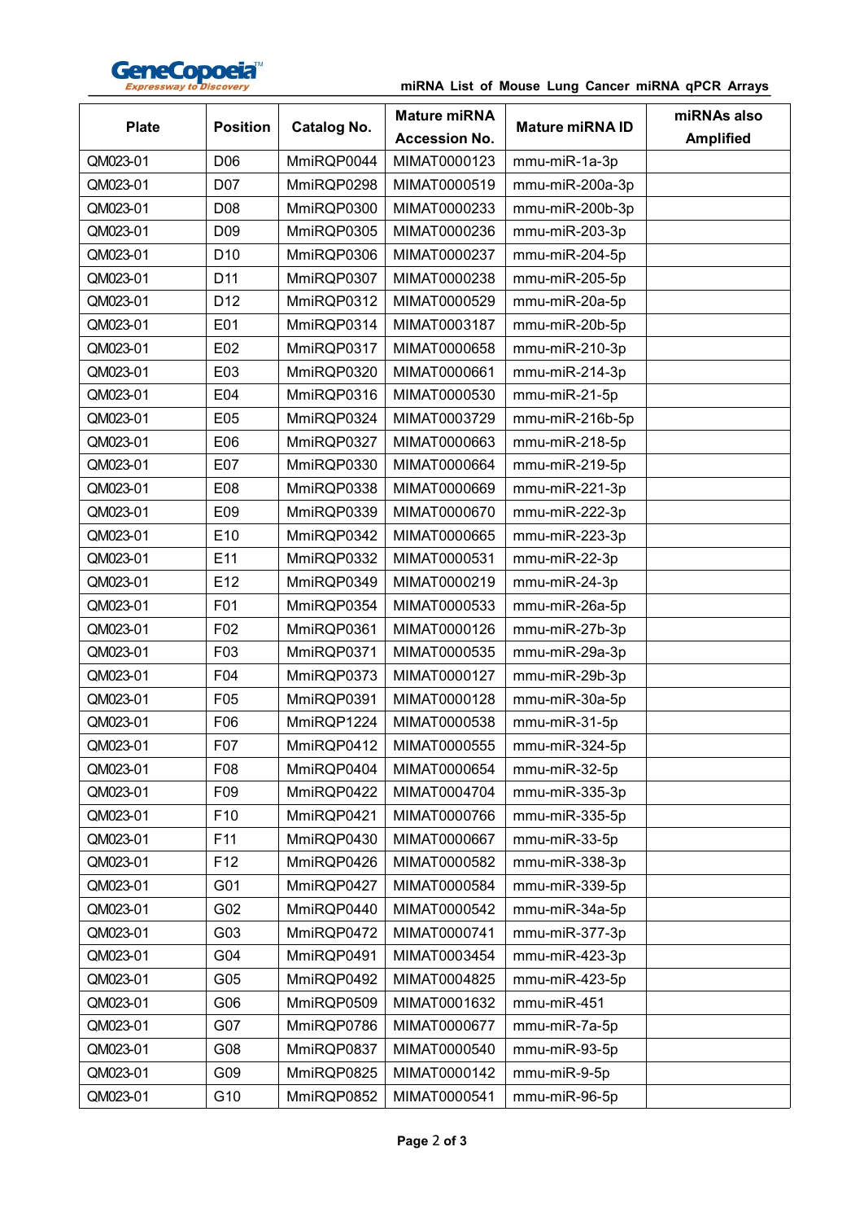| Plate | Position | Catalog No. | Mature miRNA Accession No. | Mature miRNA ID | miRNAs also Amplified |
|---|---|---|---|---|---|
| QM023-01 | D06 | MmiRQP0044 | MIMAT0000123 | mmu-miR-1a-3p | |
| QM023-01 | D07 | MmiRQP0298 | MIMAT0000519 | mmu-miR-200a-3p | |
| QM023-01 | D08 | MmiRQP0300 | MIMAT0000233 | mmu-miR-200b-3p | |
| QM023-01 | D09 | MmiRQP0305 | MIMAT0000236 | mmu-miR-203-3p | |
| QM023-01 | D10 | MmiRQP0306 | MIMAT0000237 | mmu-miR-204-5p | |
| QM023-01 | D11 | MmiRQP0307 | MIMAT0000238 | mmu-miR-205-5p | |
| QM023-01 | D12 | MmiRQP0312 | MIMAT0000529 | mmu-miR-20a-5p | |
| QM023-01 | E01 | MmiRQP0314 | MIMAT0003187 | mmu-miR-20b-5p | |
| QM023-01 | E02 | MmiRQP0317 | MIMAT0000658 | mmu-miR-210-3p | |
| QM023-01 | E03 | MmiRQP0320 | MIMAT0000661 | mmu-miR-214-3p | |
| QM023-01 | E04 | MmiRQP0316 | MIMAT0000530 | mmu-miR-21-5p | |
| QM023-01 | E05 | MmiRQP0324 | MIMAT0003729 | mmu-miR-216b-5p | |
| QM023-01 | E06 | MmiRQP0327 | MIMAT0000663 | mmu-miR-218-5p | |
| QM023-01 | E07 | MmiRQP0330 | MIMAT0000664 | mmu-miR-219-5p | |
| QM023-01 | E08 | MmiRQP0338 | MIMAT0000669 | mmu-miR-221-3p | |
| QM023-01 | E09 | MmiRQP0339 | MIMAT0000670 | mmu-miR-222-3p | |
| QM023-01 | E10 | MmiRQP0342 | MIMAT0000665 | mmu-miR-223-3p | |
| QM023-01 | E11 | MmiRQP0332 | MIMAT0000531 | mmu-miR-22-3p | |
| QM023-01 | E12 | MmiRQP0349 | MIMAT0000219 | mmu-miR-24-3p | |
| QM023-01 | F01 | MmiRQP0354 | MIMAT0000533 | mmu-miR-26a-5p | |
| QM023-01 | F02 | MmiRQP0361 | MIMAT0000126 | mmu-miR-27b-3p | |
| QM023-01 | F03 | MmiRQP0371 | MIMAT0000535 | mmu-miR-29a-3p | |
| QM023-01 | F04 | MmiRQP0373 | MIMAT0000127 | mmu-miR-29b-3p | |
| QM023-01 | F05 | MmiRQP0391 | MIMAT0000128 | mmu-miR-30a-5p | |
| QM023-01 | F06 | MmiRQP1224 | MIMAT0000538 | mmu-miR-31-5p | |
| QM023-01 | F07 | MmiRQP0412 | MIMAT0000555 | mmu-miR-324-5p | |
| QM023-01 | F08 | MmiRQP0404 | MIMAT0000654 | mmu-miR-32-5p | |
| QM023-01 | F09 | MmiRQP0422 | MIMAT0004704 | mmu-miR-335-3p | |
| QM023-01 | F10 | MmiRQP0421 | MIMAT0000766 | mmu-miR-335-5p | |
| QM023-01 | F11 | MmiRQP0430 | MIMAT0000667 | mmu-miR-33-5p | |
| QM023-01 | F12 | MmiRQP0426 | MIMAT0000582 | mmu-miR-338-3p | |
| QM023-01 | G01 | MmiRQP0427 | MIMAT0000584 | mmu-miR-339-5p | |
| QM023-01 | G02 | MmiRQP0440 | MIMAT0000542 | mmu-miR-34a-5p | |
| QM023-01 | G03 | MmiRQP0472 | MIMAT0000741 | mmu-miR-377-3p | |
| QM023-01 | G04 | MmiRQP0491 | MIMAT0003454 | mmu-miR-423-3p | |
| QM023-01 | G05 | MmiRQP0492 | MIMAT0004825 | mmu-miR-423-5p | |
| QM023-01 | G06 | MmiRQP0509 | MIMAT0001632 | mmu-miR-451 | |
| QM023-01 | G07 | MmiRQP0786 | MIMAT0000677 | mmu-miR-7a-5p | |
| QM023-01 | G08 | MmiRQP0837 | MIMAT0000540 | mmu-miR-93-5p | |
| QM023-01 | G09 | MmiRQP0825 | MIMAT0000142 | mmu-miR-9-5p | |
| QM023-01 | G10 | MmiRQP0852 | MIMAT0000541 | mmu-miR-96-5p | |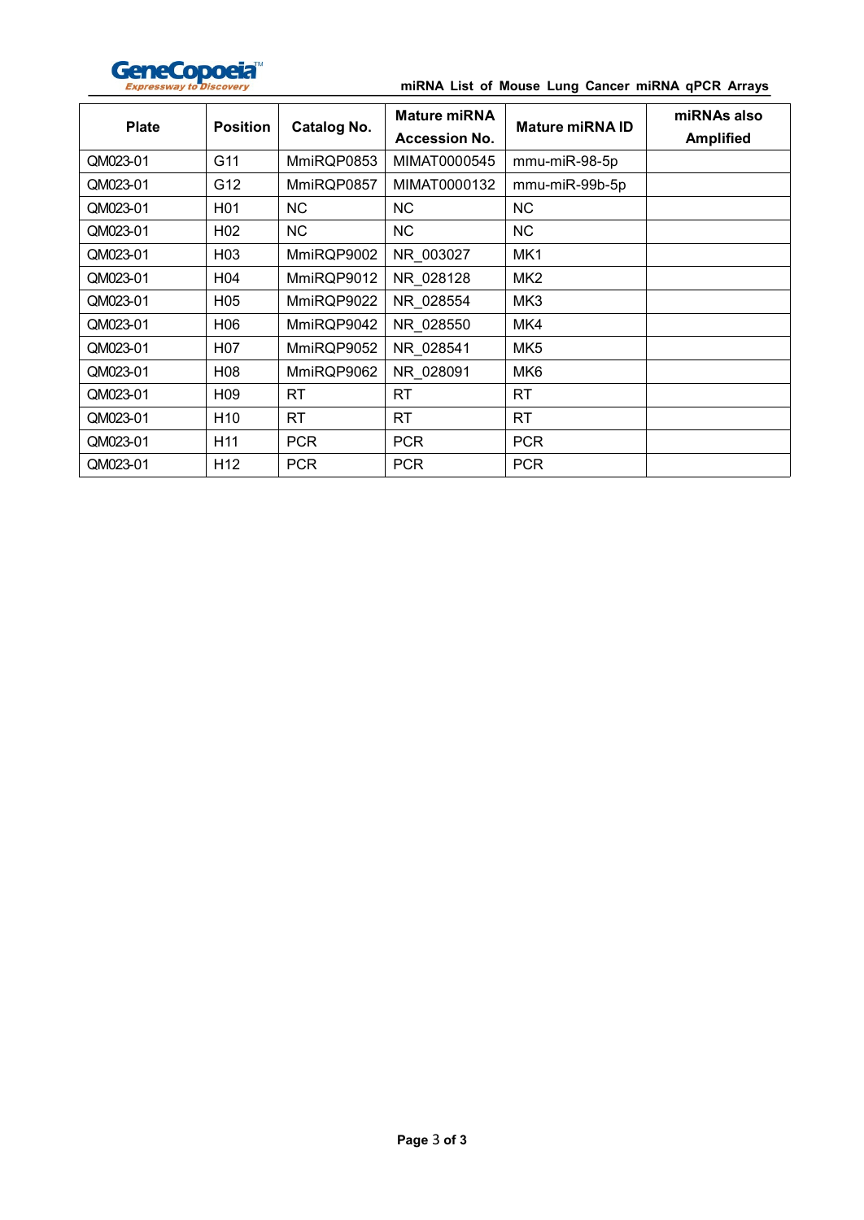| Plate | Position | Catalog No. | Mature miRNA Accession No. | Mature miRNA ID | miRNAs also Amplified |
|---|---|---|---|---|---|
| QM023-01 | G11 | MmiRQP0853 | MIMAT0000545 | mmu-miR-98-5p | |
| QM023-01 | G12 | MmiRQP0857 | MIMAT0000132 | mmu-miR-99b-5p | |
| QM023-01 | H01 | NC | NC | NC | |
| QM023-01 | H02 | NC | NC | NC | |
| QM023-01 | H03 | MmiRQP9002 | NR_003027 | MK1 | |
| QM023-01 | H04 | MmiRQP9012 | NR_028128 | MK2 | |
| QM023-01 | H05 | MmiRQP9022 | NR_028554 | MK3 | |
| QM023-01 | H06 | MmiRQP9042 | NR_028550 | MK4 | |
| QM023-01 | H07 | MmiRQP9052 | NR_028541 | MK5 | |
| QM023-01 | H08 | MmiRQP9062 | NR_028091 | MK6 | |
| QM023-01 | H09 | RT | RT | RT | |
| QM023-01 | H10 | RT | RT | RT | |
| QM023-01 | H11 | PCR | PCR | PCR | |
| QM023-01 | H12 | PCR | PCR | PCR | |